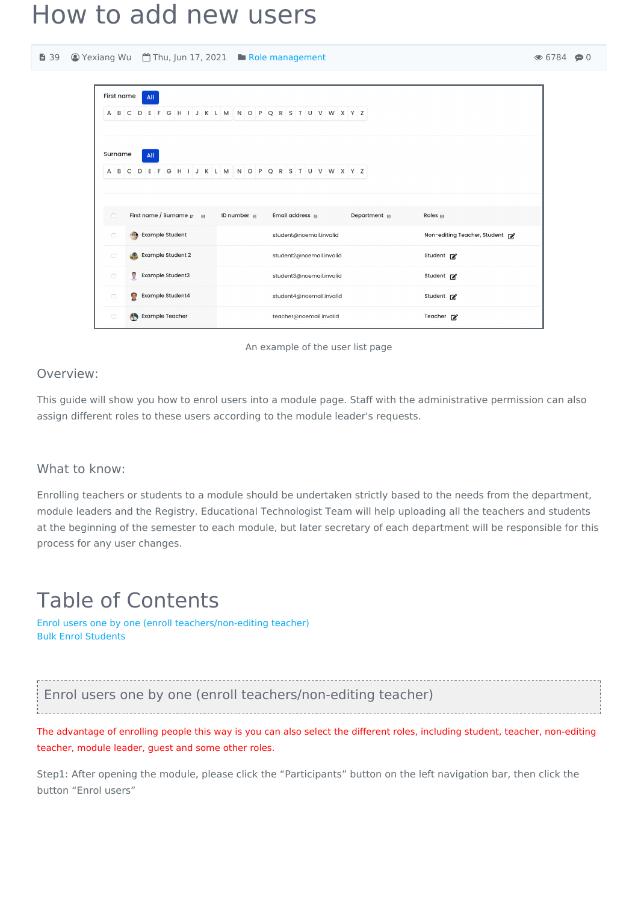# How to add new users

39 | Yexiang Wu | Thu, Jun 17, 2021 | Role management | 6784 | 0

An example of the user list page

## Overview:

This guide will show you how to enrol users into a module page. Staff with the administrative permission can also assign different roles to these users according to the module leader's requests.

## What to know:

Enrolling teachers or students to a module should be undertaken strictly based to the needs from the department, module leaders and the Registry. Educational Technologist Team will help uploading all the teachers and students at the beginning of the semester to each module, but later secretary of each department will be responsible for this process for any user changes.

# Table of Contents

Enrol users one by one (enroll teachers/non-editing teacher)
Bulk Enrol Students

## Enrol users one by one (enroll teachers/non-editing teacher)

The advantage of enrolling people this way is you can also select the different roles, including student, teacher, non-editing teacher, module leader, guest and some other roles.

Step1: After opening the module, please click the “Participants” button on the left navigation bar, then click the button “Enrol users”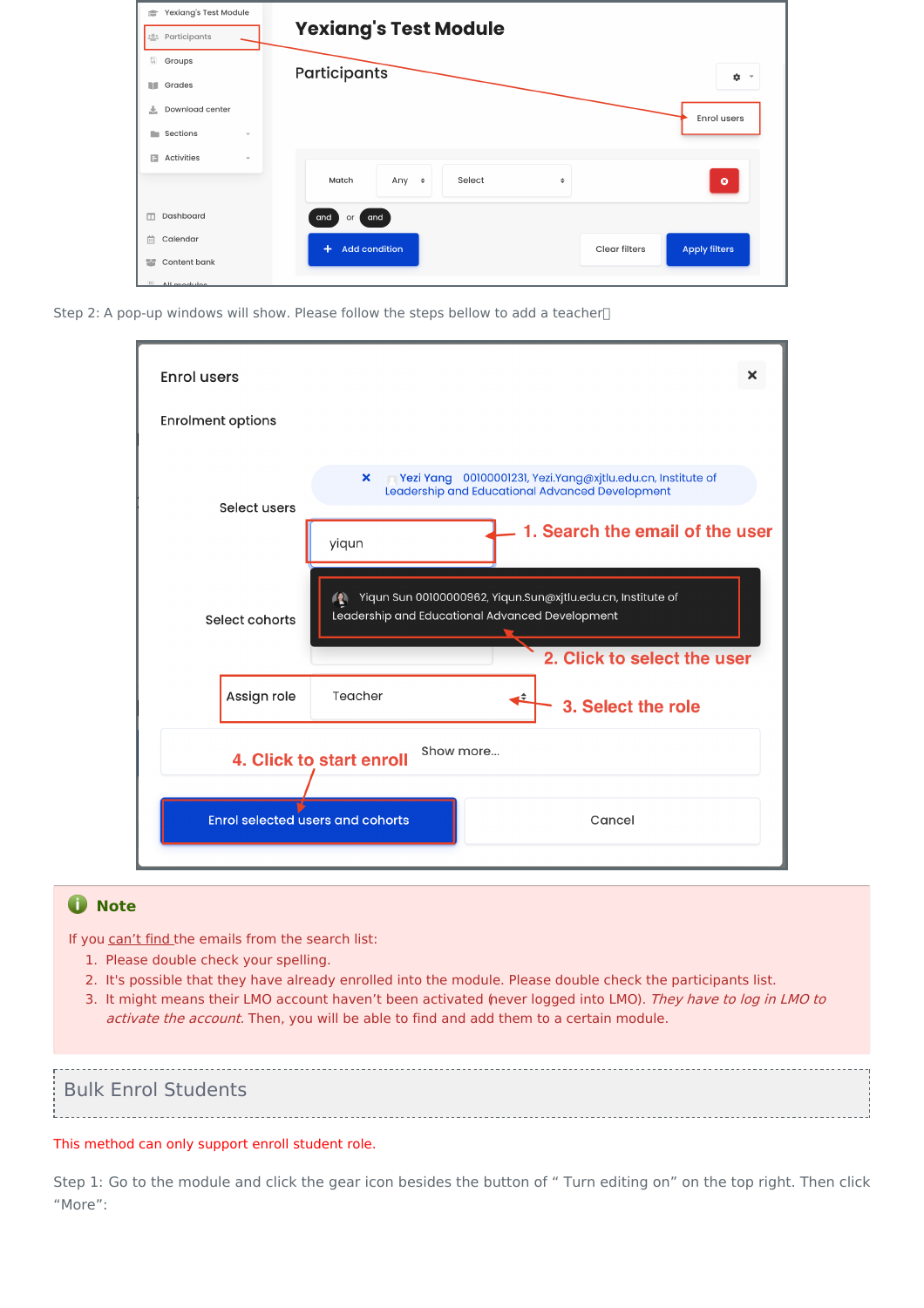Step 2: A pop-up windows will show. Please follow the steps bellow to add a teacher:

> **Note**
>
> If you can't find the emails from the search list:
>
> 1. Please double check your spelling.
> 2. It's possible that they have already enrolled into the module. Please double check the participants list.
> 3. It might means their LMO account haven't been activated (never logged into LMO). *They have to log in LMO to activate the account*. Then, you will be able to find and add them to a certain module.

## Bulk Enrol Students

This method can only support enroll student role.

Step 1: Go to the module and click the gear icon besides the button of " Turn editing on" on the top right. Then click "More":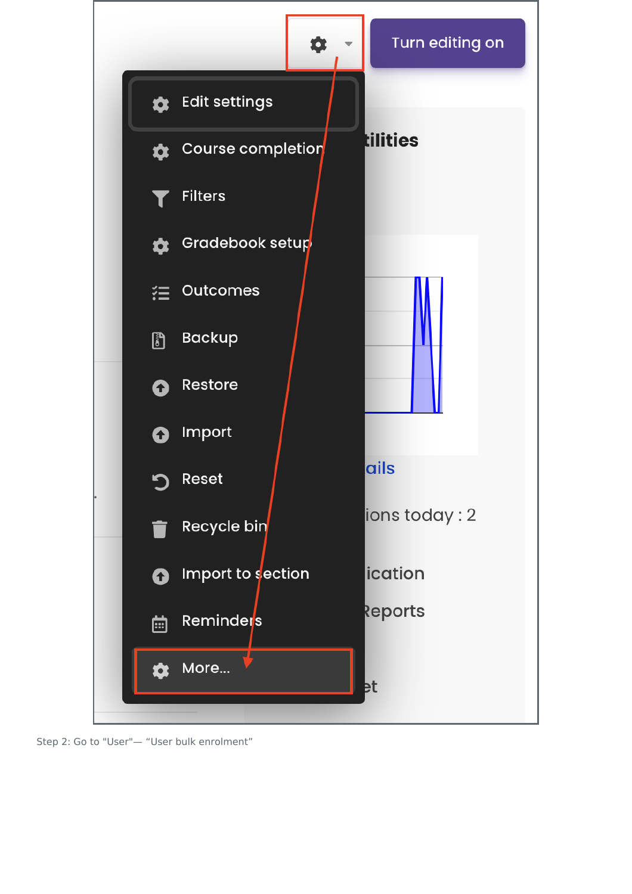Turn editing on

- Edit settings
- Course completion
- Filters
- Gradebook setup
- Outcomes
- Backup
- Restore
- Import
- Reset
- Recycle bin
- Import to section
- Reminders
- More...

Step 2: Go to "User"— “User bulk enrolment”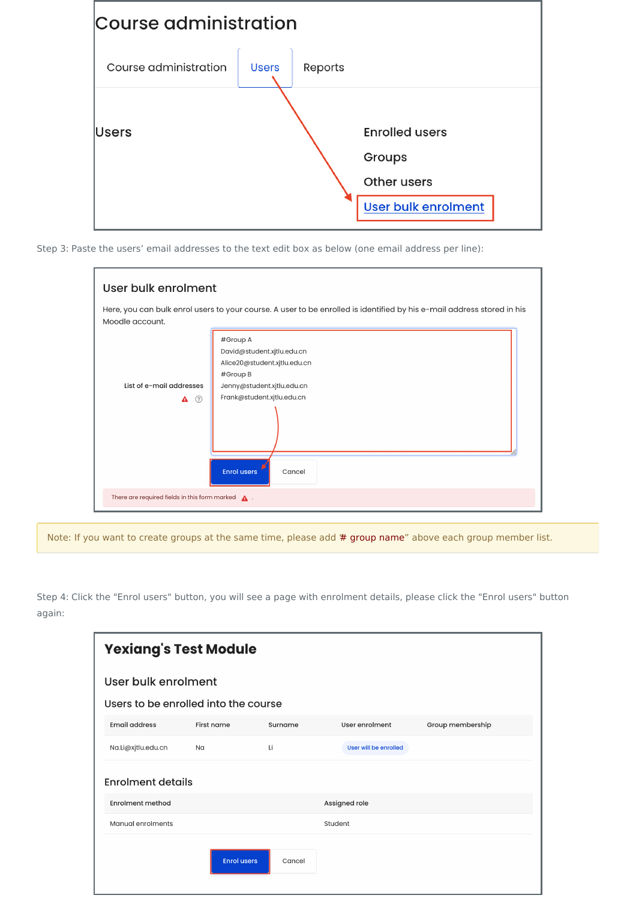# Course administration

Course administration | Users | Reports

Users

Enrolled users

Groups

Other users

User bulk enrolment

Step 3: Paste the users' email addresses to the text edit box as below (one email address per line):

## User bulk enrolment

Here, you can bulk enrol users to your course. A user to be enrolled is identified by his e-mail address stored in his Moodle account.

List of e-mail addresses

```
#Group A
David@student.xjtlu.edu.cn
Alice20@student.xjtlu.edu.cn
#Group B
Jenny@student.xjtlu.edu.cn
Frank@student.xjtlu.edu.cn
```

Enrol users | Cancel

There are required fields in this form marked .

Note: If you want to create groups at the same time, please add "# group name" above each group member list.

Step 4: Click the "Enrol users" button, you will see a page with enrolment details, please click the "Enrol users" button again:

# Yexiang's Test Module

## User bulk enrolment

### Users to be enrolled into the course

| Email address | First name | Surname | User enrolment | Group membership |
| --- | --- | --- | --- | --- |
| Na.Li@xjtlu.edu.cn | Na | Li | User will be enrolled | |

### Enrolment details

| Enrolment method | Assigned role |
| --- | --- |
| Manual enrolments | Student |

Enrol users | Cancel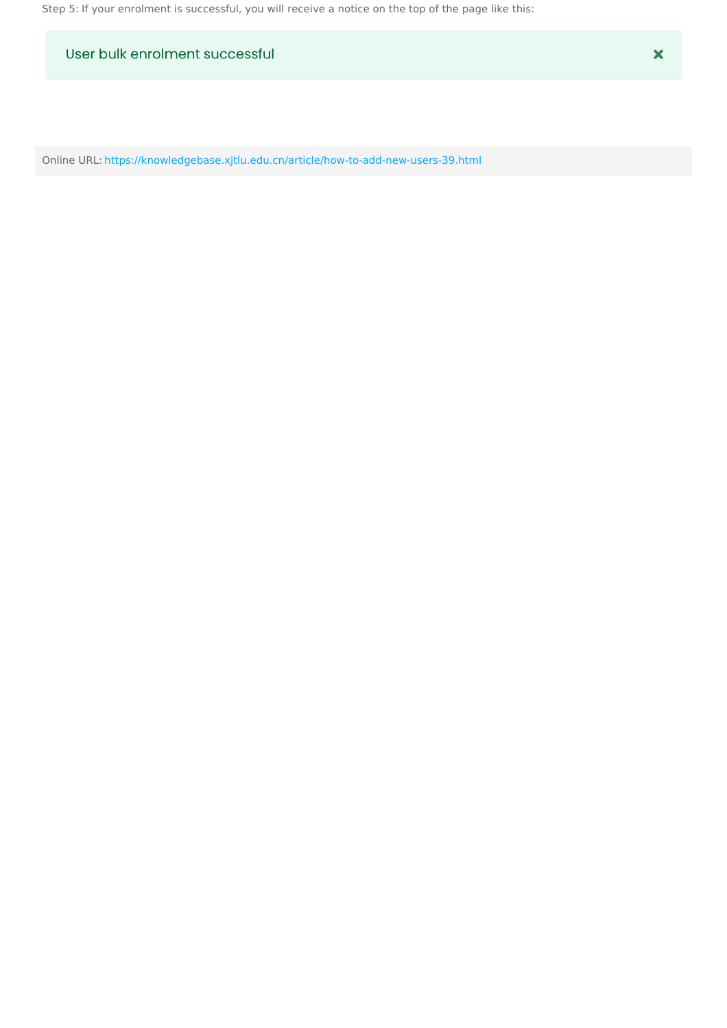Step 5: If your enrolment is successful, you will receive a notice on the top of the page like this:

User bulk enrolment successful ✖

Online URL: https://knowledgebase.xjtlu.edu.cn/article/how-to-add-new-users-39.html